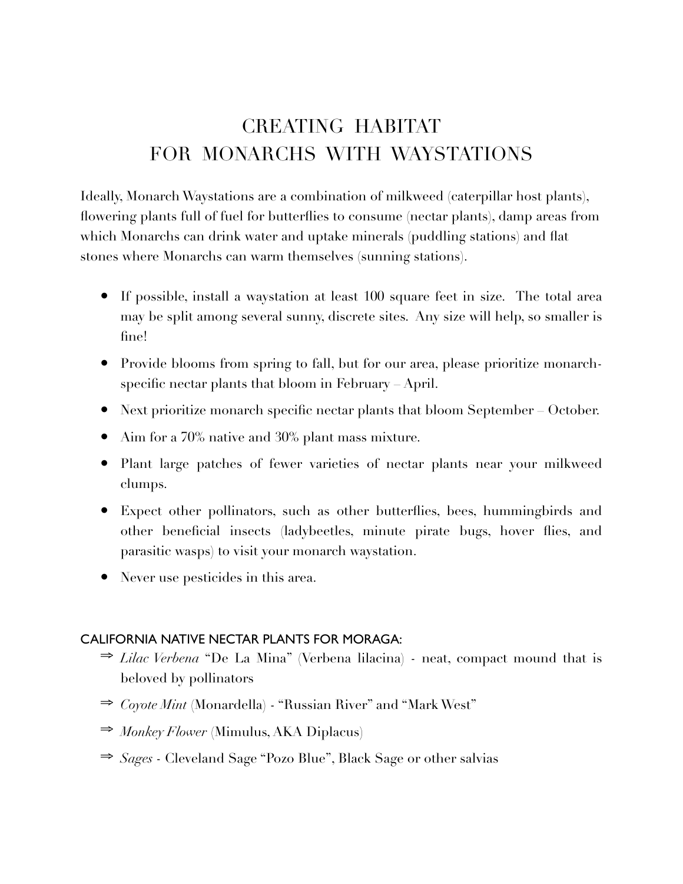# CREATING HABITAT FOR MONARCHS WITH WAYSTATIONS

Ideally, Monarch Waystations are a combination of milkweed (caterpillar host plants), flowering plants full of fuel for butterflies to consume (nectar plants), damp areas from which Monarchs can drink water and uptake minerals (puddling stations) and flat stones where Monarchs can warm themselves (sunning stations).

- If possible, install a waystation at least 100 square feet in size. The total area may be split among several sunny, discrete sites. Any size will help, so smaller is fine!
- Provide blooms from spring to fall, but for our area, please prioritize monarch-specific nectar plants that bloom in February – April.
- Next prioritize monarch specific nectar plants that bloom September – October.
- Aim for a 70% native and 30% plant mass mixture.
- Plant large patches of fewer varieties of nectar plants near your milkweed clumps.
- Expect other pollinators, such as other butterflies, bees, hummingbirds and other beneficial insects (ladybeetles, minute pirate bugs, hover flies, and parasitic wasps) to visit your monarch waystation.
- Never use pesticides in this area.

## CALIFORNIA NATIVE NECTAR PLANTS FOR MORAGA:

⇒ *Lilac Verbena* "De La Mina" (Verbena lilacina) - neat, compact mound that is beloved by pollinators

⇒ *Coyote Mint* (Monardella) - "Russian River" and "Mark West"

⇒ *Monkey Flower* (Mimulus, AKA Diplacus)

⇒ *Sages* - Cleveland Sage "Pozo Blue", Black Sage or other salvias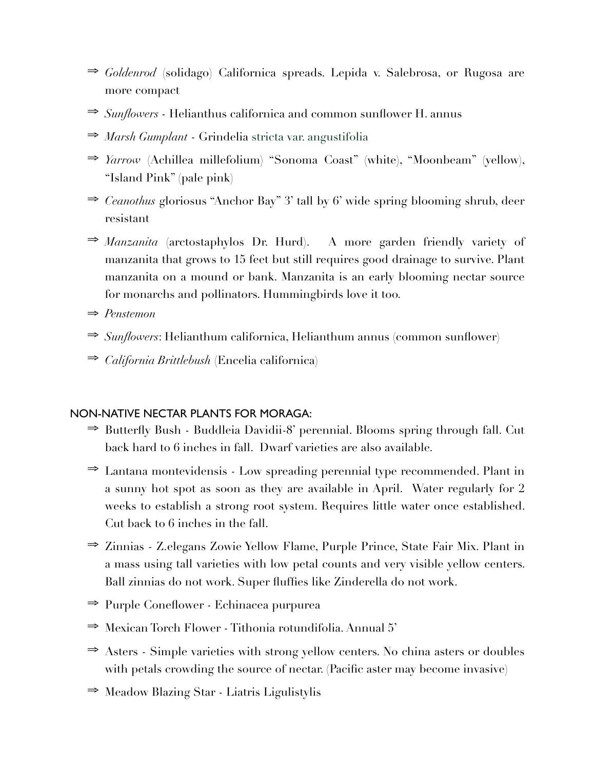- ⇒ *Goldenrod* (solidago) Californica spreads. Lepida v. Salebrosa, or Rugosa are more compact
- ⇒ *Sunflowers* - Helianthus californica and common sunflower H. annus
- ⇒ *Marsh Gumplant* - Grindelia stricta var. angustifolia
- ⇒ *Yarrow* (Achillea millefolium) "Sonoma Coast" (white), "Moonbeam" (yellow), "Island Pink" (pale pink)
- ⇒ *Ceanothus* gloriosus "Anchor Bay" 3' tall by 6' wide spring blooming shrub, deer resistant
- ⇒ *Manzanita* (arctostaphylos Dr. Hurd). A more garden friendly variety of manzanita that grows to 15 feet but still requires good drainage to survive. Plant manzanita on a mound or bank. Manzanita is an early blooming nectar source for monarchs and pollinators. Hummingbirds love it too.
- ⇒ *Penstemon*
- ⇒ *Sunflowers*: Helianthum californica, Helianthum annus (common sunflower)
- ⇒ *California Brittlebush* (Encelia californica)

NON-NATIVE NECTAR PLANTS FOR MORAGA:

- ⇒ Butterfly Bush - Buddleia Davidii-8' perennial. Blooms spring through fall. Cut back hard to 6 inches in fall. Dwarf varieties are also available.
- ⇒ Lantana montevidensis - Low spreading perennial type recommended. Plant in a sunny hot spot as soon as they are available in April. Water regularly for 2 weeks to establish a strong root system. Requires little water once established. Cut back to 6 inches in the fall.
- ⇒ Zinnias - Z.elegans Zowie Yellow Flame, Purple Prince, State Fair Mix. Plant in a mass using tall varieties with low petal counts and very visible yellow centers. Ball zinnias do not work. Super fluffies like Zinderella do not work.
- ⇒ Purple Coneflower - Echinacea purpurea
- ⇒ Mexican Torch Flower - Tithonia rotundifolia. Annual 5'
- ⇒ Asters - Simple varieties with strong yellow centers. No china asters or doubles with petals crowding the source of nectar. (Pacific aster may become invasive)
- ⇒ Meadow Blazing Star - Liatris Ligulistylis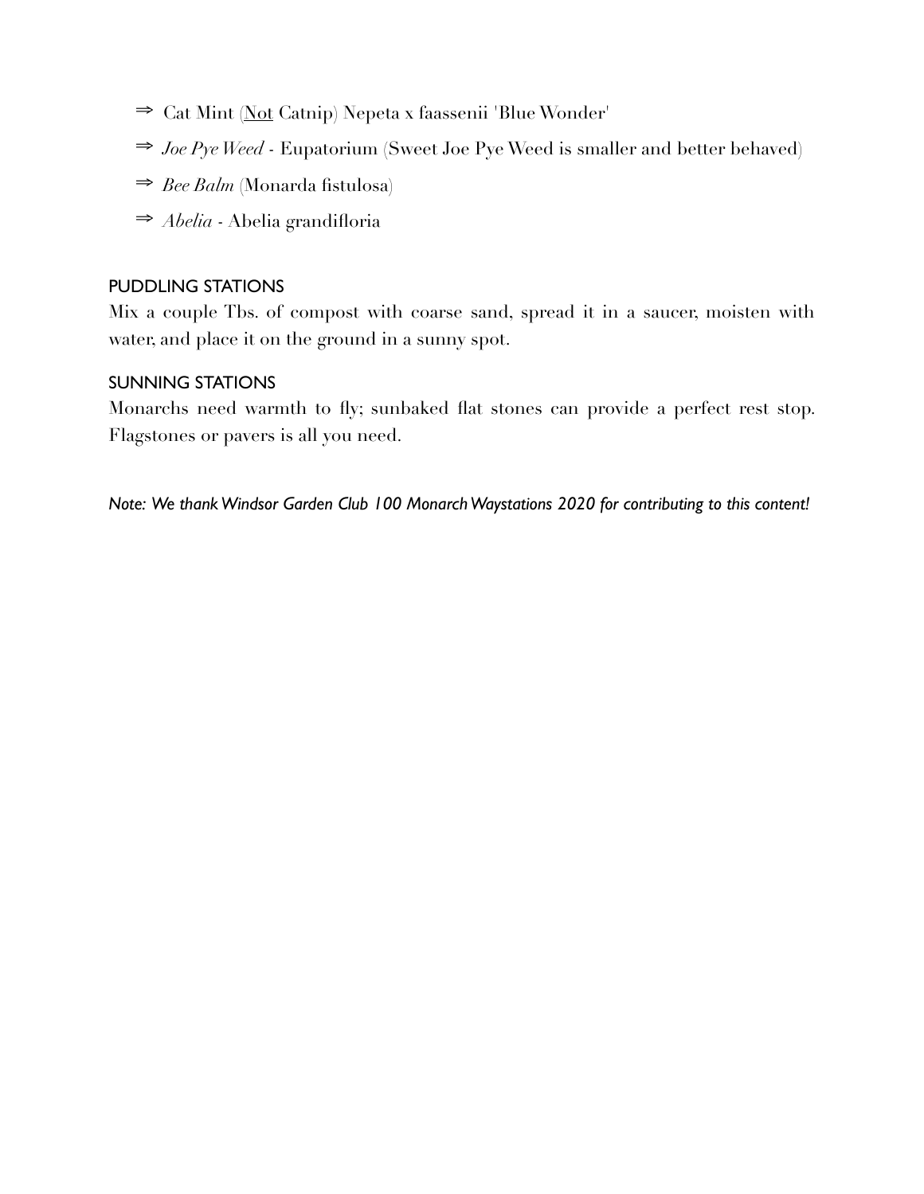- ⇒ Cat Mint (<u>Not</u> Catnip) Nepeta x faassenii 'Blue Wonder'
- ⇒ *Joe Pye Weed* - Eupatorium (Sweet Joe Pye Weed is smaller and better behaved)
- ⇒ *Bee Balm* (Monarda fistulosa)
- ⇒ *Abelia* - Abelia grandifloria

PUDDLING STATIONS

Mix a couple Tbs. of compost with coarse sand, spread it in a saucer, moisten with water, and place it on the ground in a sunny spot.

SUNNING STATIONS

Monarchs need warmth to fly; sunbaked flat stones can provide a perfect rest stop. Flagstones or pavers is all you need.

*Note: We thank Windsor Garden Club 100 Monarch Waystations 2020 for contributing to this content!*